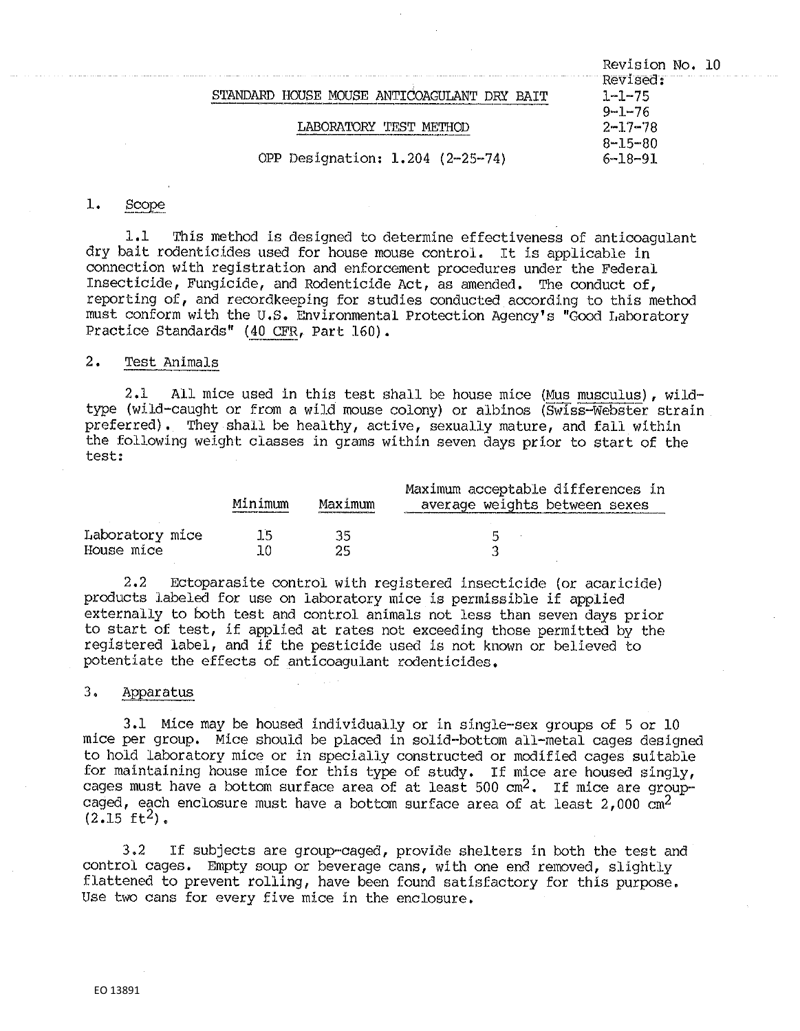Revision No. 10
Revised:
1-1-75
9-1-76
2-17-78
8-15-80
6-18-91

# STANDARD HOUSE MOUSE ANTICOAGULANT DRY BAIT

## LABORATORY TEST METHOD

OPP Designation: 1.204 (2-25-74)

## 1. Scope

1.1 This method is designed to determine effectiveness of anticoagulant dry bait rodenticides used for house mouse control. It is applicable in connection with registration and enforcement procedures under the Federal Insecticide, Fungicide, and Rodenticide Act, as amended. The conduct of, reporting of, and recordkeeping for studies conducted according to this method must conform with the U.S. Environmental Protection Agency's "Good Laboratory Practice Standards" (40 CFR, Part 160).

## 2. Test Animals

2.1 All mice used in this test shall be house mice (Mus musculus), wild-type (wild-caught or from a wild mouse colony) or albinos (Swiss-Webster strain preferred). They shall be healthy, active, sexually mature, and fall within the following weight classes in grams within seven days prior to start of the test:

| | Minimum | Maximum | Maximum acceptable differences in average weights between sexes |
|---|---|---|---|
| Laboratory mice | 15 | 35 | 5 |
| House mice | 10 | 25 | 3 |

2.2 Ectoparasite control with registered insecticide (or acaricide) products labeled for use on laboratory mice is permissible if applied externally to both test and control animals not less than seven days prior to start of test, if applied at rates not exceeding those permitted by the registered label, and if the pesticide used is not known or believed to potentiate the effects of anticoagulant rodenticides.

## 3. Apparatus

3.1 Mice may be housed individually or in single-sex groups of 5 or 10 mice per group. Mice should be placed in solid-bottom all-metal cages designed to hold laboratory mice or in specially constructed or modified cages suitable for maintaining house mice for this type of study. If mice are housed singly, cages must have a bottom surface area of at least 500 $cm^2$. If mice are group-caged, each enclosure must have a bottom surface area of at least 2,000 $cm^2$ (2.15 $ft^2$).

3.2 If subjects are group-caged, provide shelters in both the test and control cages. Empty soup or beverage cans, with one end removed, slightly flattened to prevent rolling, have been found satisfactory for this purpose. Use two cans for every five mice in the enclosure.

EO 13891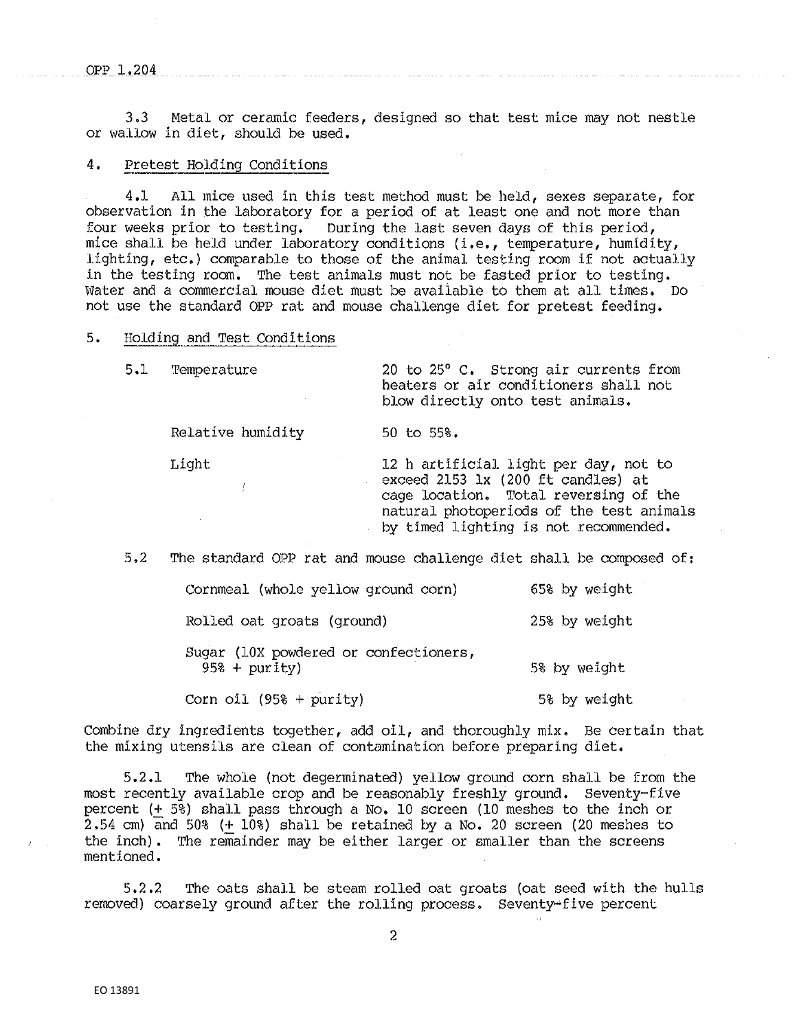3.3 Metal or ceramic feeders, designed so that test mice may not nestle or wallow in diet, should be used.

## 4. Pretest Holding Conditions

4.1 All mice used in this test method must be held, sexes separate, for observation in the laboratory for a period of at least one and not more than four weeks prior to testing. During the last seven days of this period, mice shall be held under laboratory conditions (i.e., temperature, humidity, lighting, etc.) comparable to those of the animal testing room if not actually in the testing room. The test animals must not be fasted prior to testing. Water and a commercial mouse diet must be available to them at all times. Do not use the standard OPP rat and mouse challenge diet for pretest feeding.

## 5. Holding and Test Conditions

| 5.1 | | |
|---|---|---|
| | Temperature | 20 to 25° C. Strong air currents from heaters or air conditioners shall not blow directly onto test animals. |
| | Relative humidity | 50 to 55%. |
| | Light | 12 h artificial light per day, not to exceed 2153 lx (200 ft candles) at cage location. Total reversing of the natural photoperiods of the test animals by timed lighting is not recommended. |

5.2 The standard OPP rat and mouse challenge diet shall be composed of:

| Ingredient | Amount |
|---|---|
| Cornmeal (whole yellow ground corn) | 65% by weight |
| Rolled oat groats (ground) | 25% by weight |
| Sugar (10X powdered or confectioners, 95% + purity) | 5% by weight |
| Corn oil (95% + purity) | 5% by weight |

Combine dry ingredients together, add oil, and thoroughly mix. Be certain that the mixing utensils are clean of contamination before preparing diet.

5.2.1 The whole (not degerminated) yellow ground corn shall be from the most recently available crop and be reasonably freshly ground. Seventy-five percent (± 5%) shall pass through a No. 10 screen (10 meshes to the inch or 2.54 cm) and 50% (± 10%) shall be retained by a No. 20 screen (20 meshes to the inch). The remainder may be either larger or smaller than the screens mentioned.

5.2.2 The oats shall be steam rolled oat groats (oat seed with the hulls removed) coarsely ground after the rolling process. Seventy-five percent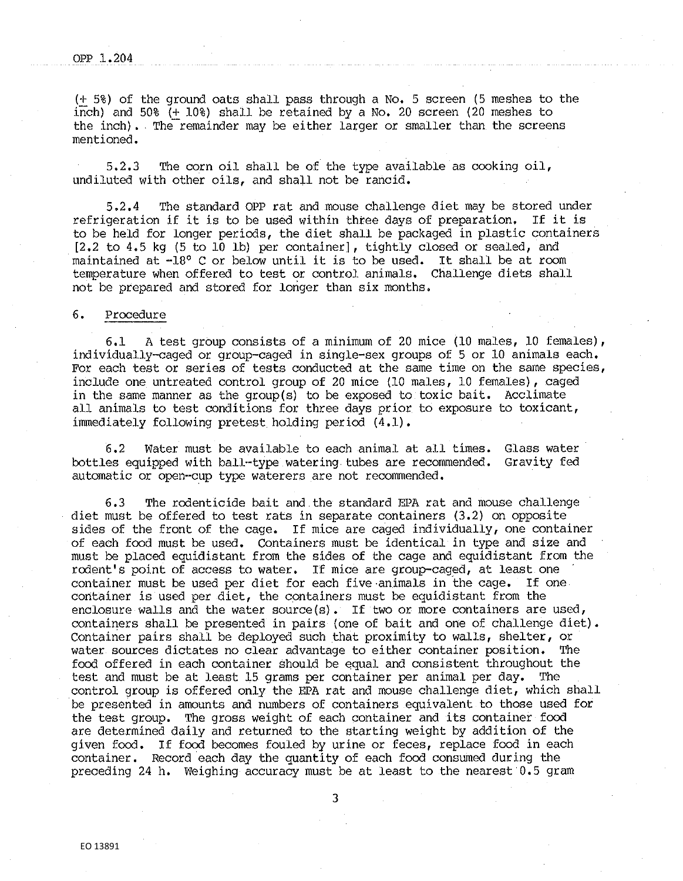(± 5%) of the ground oats shall pass through a No. 5 screen (5 meshes to the inch) and 50% (± 10%) shall be retained by a No. 20 screen (20 meshes to the inch). The remainder may be either larger or smaller than the screens mentioned.

5.2.3 The corn oil shall be of the type available as cooking oil, undiluted with other oils, and shall not be rancid.

5.2.4 The standard OPP rat and mouse challenge diet may be stored under refrigeration if it is to be used within three days of preparation. If it is to be held for longer periods, the diet shall be packaged in plastic containers [2.2 to 4.5 kg (5 to 10 lb) per container], tightly closed or sealed, and maintained at -18° C or below until it is to be used. It shall be at room temperature when offered to test or control animals. Challenge diets shall not be prepared and stored for longer than six months.

## 6. Procedure

6.1 A test group consists of a minimum of 20 mice (10 males, 10 females), individually-caged or group-caged in single-sex groups of 5 or 10 animals each. For each test or series of tests conducted at the same time on the same species, include one untreated control group of 20 mice (10 males, 10 females), caged in the same manner as the group(s) to be exposed to toxic bait. Acclimate all animals to test conditions for three days prior to exposure to toxicant, immediately following pretest holding period (4.1).

6.2 Water must be available to each animal at all times. Glass water bottles equipped with ball-type watering tubes are recommended. Gravity fed automatic or open-cup type waterers are not recommended.

6.3 The rodenticide bait and the standard EPA rat and mouse challenge diet must be offered to test rats in separate containers (3.2) on opposite sides of the front of the cage. If mice are caged individually, one container of each food must be used. Containers must be identical in type and size and must be placed equidistant from the sides of the cage and equidistant from the rodent's point of access to water. If mice are group-caged, at least one container must be used per diet for each five animals in the cage. If one container is used per diet, the containers must be equidistant from the enclosure walls and the water source(s). If two or more containers are used, containers shall be presented in pairs (one of bait and one of challenge diet). Container pairs shall be deployed such that proximity to walls, shelter, or water sources dictates no clear advantage to either container position. The food offered in each container should be equal and consistent throughout the test and must be at least 15 grams per container per animal per day. The control group is offered only the EPA rat and mouse challenge diet, which shall be presented in amounts and numbers of containers equivalent to those used for the test group. The gross weight of each container and its container food are determined daily and returned to the starting weight by addition of the given food. If food becomes fouled by urine or feces, replace food in each container. Record each day the quantity of each food consumed during the preceding 24 h. Weighing accuracy must be at least to the nearest 0.5 gram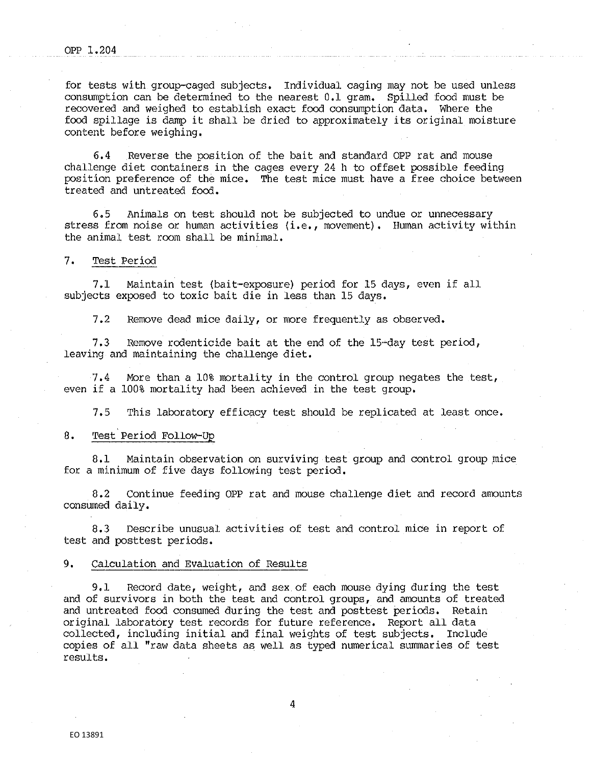for tests with group-caged subjects. Individual caging may not be used unless consumption can be determined to the nearest 0.1 gram. Spilled food must be recovered and weighed to establish exact food consumption data. Where the food spillage is damp it shall be dried to approximately its original moisture content before weighing.

6.4 Reverse the position of the bait and standard OPP rat and mouse challenge diet containers in the cages every 24 h to offset possible feeding position preference of the mice. The test mice must have a free choice between treated and untreated food.

6.5 Animals on test should not be subjected to undue or unnecessary stress from noise or human activities (i.e., movement). Human activity within the animal test room shall be minimal.

## 7. Test Period

7.1 Maintain test (bait-exposure) period for 15 days, even if all subjects exposed to toxic bait die in less than 15 days.

7.2 Remove dead mice daily, or more frequently as observed.

7.3 Remove rodenticide bait at the end of the 15-day test period, leaving and maintaining the challenge diet.

7.4 More than a 10% mortality in the control group negates the test, even if a 100% mortality had been achieved in the test group.

7.5 This laboratory efficacy test should be replicated at least once.

## 8. Test Period Follow-Up

8.1 Maintain observation on surviving test group and control group mice for a minimum of five days following test period.

8.2 Continue feeding OPP rat and mouse challenge diet and record amounts consumed daily.

8.3 Describe unusual activities of test and control mice in report of test and posttest periods.

## 9. Calculation and Evaluation of Results

9.1 Record date, weight, and sex of each mouse dying during the test and of survivors in both the test and control groups, and amounts of treated and untreated food consumed during the test and posttest periods. Retain original laboratory test records for future reference. Report all data collected, including initial and final weights of test subjects. Include copies of all "raw data sheets as well as typed numerical summaries of test results.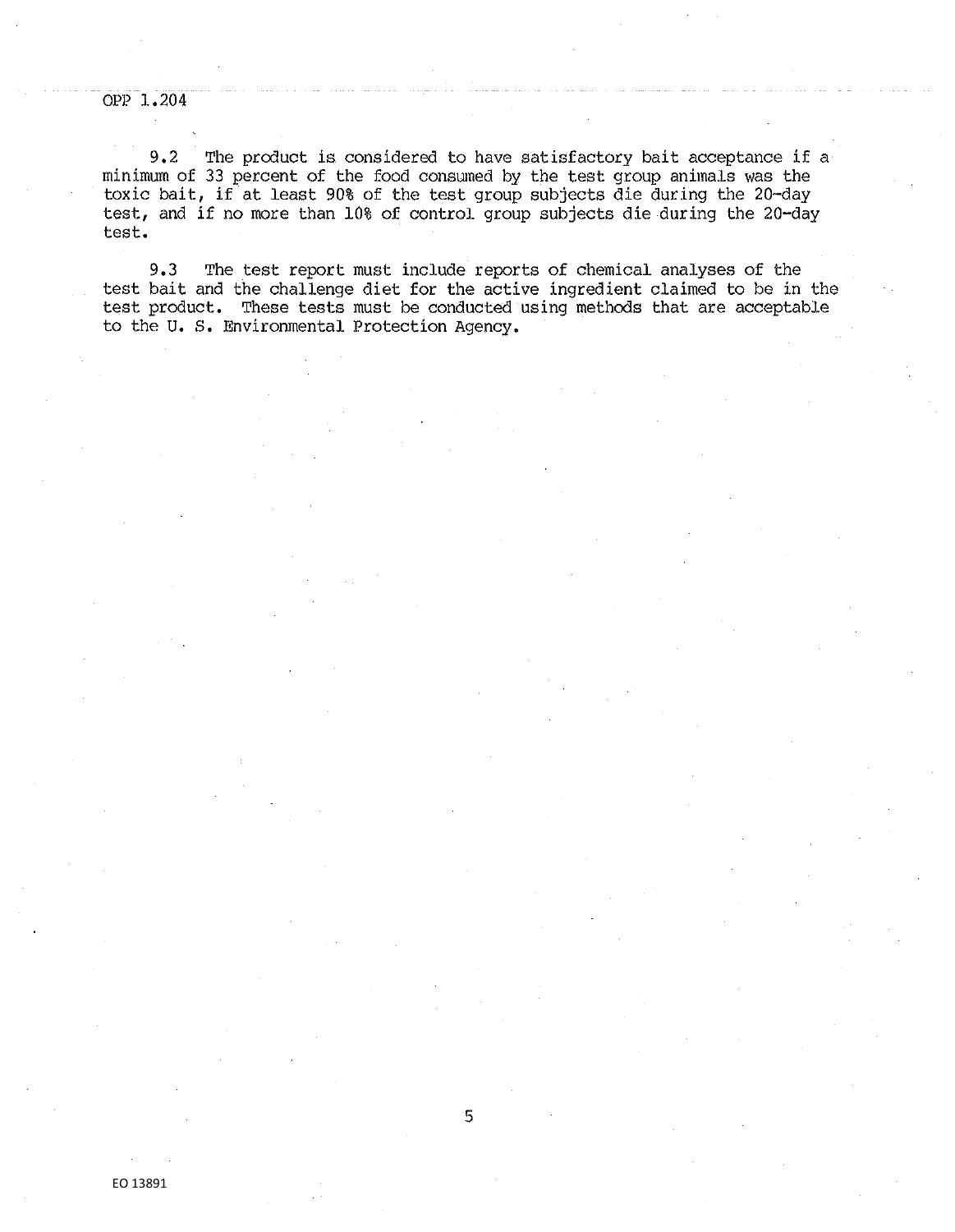9.2 The product is considered to have satisfactory bait acceptance if a minimum of 33 percent of the food consumed by the test group animals was the toxic bait, if at least 90% of the test group subjects die during the 20-day test, and if no more than 10% of control group subjects die during the 20-day test.

9.3 The test report must include reports of chemical analyses of the test bait and the challenge diet for the active ingredient claimed to be in the test product. These tests must be conducted using methods that are acceptable to the U. S. Environmental Protection Agency.